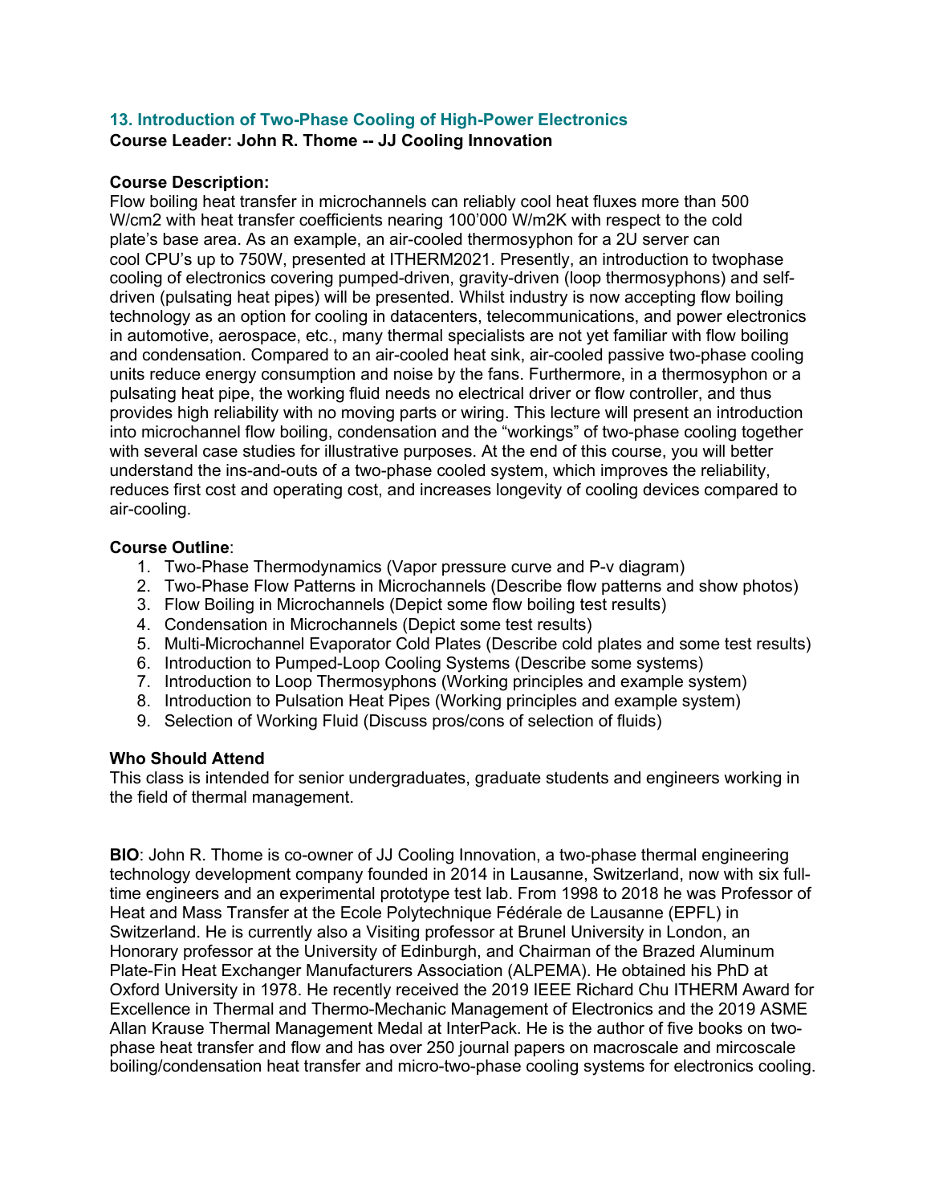## 13. Introduction of Two-Phase Cooling of High-Power Electronics

**Course Leader: John R. Thome -- JJ Cooling Innovation**

**Course Description:**
Flow boiling heat transfer in microchannels can reliably cool heat fluxes more than 500 W/cm2 with heat transfer coefficients nearing 100'000 W/m2K with respect to the cold plate's base area. As an example, an air-cooled thermosyphon for a 2U server can cool CPU's up to 750W, presented at ITHERM2021. Presently, an introduction to twophase cooling of electronics covering pumped-driven, gravity-driven (loop thermosyphons) and self-driven (pulsating heat pipes) will be presented. Whilst industry is now accepting flow boiling technology as an option for cooling in datacenters, telecommunications, and power electronics in automotive, aerospace, etc., many thermal specialists are not yet familiar with flow boiling and condensation. Compared to an air-cooled heat sink, air-cooled passive two-phase cooling units reduce energy consumption and noise by the fans. Furthermore, in a thermosyphon or a pulsating heat pipe, the working fluid needs no electrical driver or flow controller, and thus provides high reliability with no moving parts or wiring. This lecture will present an introduction into microchannel flow boiling, condensation and the "workings" of two-phase cooling together with several case studies for illustrative purposes. At the end of this course, you will better understand the ins-and-outs of a two-phase cooled system, which improves the reliability, reduces first cost and operating cost, and increases longevity of cooling devices compared to air-cooling.

**Course Outline**:

1. Two-Phase Thermodynamics (Vapor pressure curve and P-v diagram)
2. Two-Phase Flow Patterns in Microchannels (Describe flow patterns and show photos)
3. Flow Boiling in Microchannels (Depict some flow boiling test results)
4. Condensation in Microchannels (Depict some test results)
5. Multi-Microchannel Evaporator Cold Plates (Describe cold plates and some test results)
6. Introduction to Pumped-Loop Cooling Systems (Describe some systems)
7. Introduction to Loop Thermosyphons (Working principles and example system)
8. Introduction to Pulsation Heat Pipes (Working principles and example system)
9. Selection of Working Fluid (Discuss pros/cons of selection of fluids)

**Who Should Attend**
This class is intended for senior undergraduates, graduate students and engineers working in the field of thermal management.

**BIO**: John R. Thome is co-owner of JJ Cooling Innovation, a two-phase thermal engineering technology development company founded in 2014 in Lausanne, Switzerland, now with six full-time engineers and an experimental prototype test lab. From 1998 to 2018 he was Professor of Heat and Mass Transfer at the Ecole Polytechnique Fédérale de Lausanne (EPFL) in Switzerland. He is currently also a Visiting professor at Brunel University in London, an Honorary professor at the University of Edinburgh, and Chairman of the Brazed Aluminum Plate-Fin Heat Exchanger Manufacturers Association (ALPEMA). He obtained his PhD at Oxford University in 1978. He recently received the 2019 IEEE Richard Chu ITHERM Award for Excellence in Thermal and Thermo-Mechanic Management of Electronics and the 2019 ASME Allan Krause Thermal Management Medal at InterPack. He is the author of five books on two-phase heat transfer and flow and has over 250 journal papers on macroscale and mircoscale boiling/condensation heat transfer and micro-two-phase cooling systems for electronics cooling.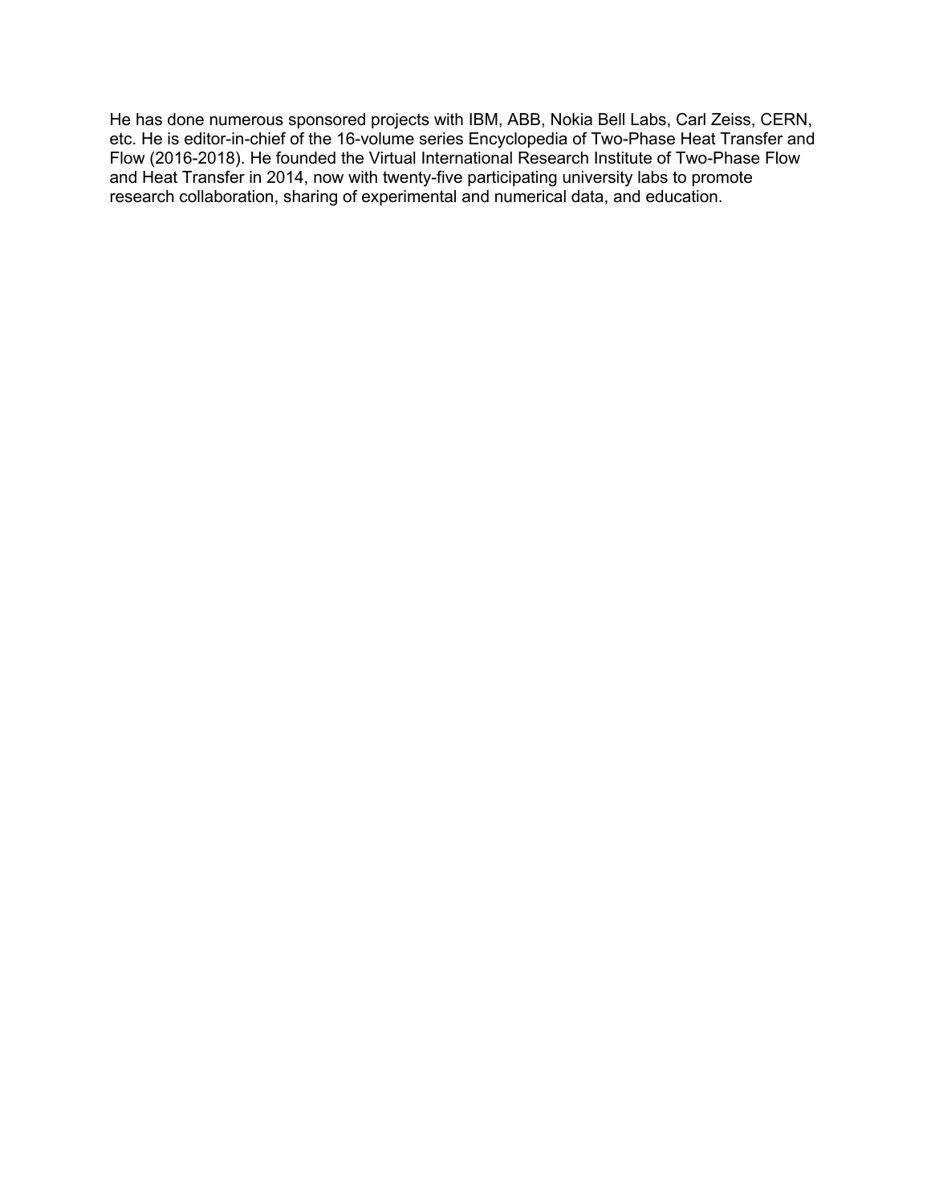He has done numerous sponsored projects with IBM, ABB, Nokia Bell Labs, Carl Zeiss, CERN, etc. He is editor-in-chief of the 16-volume series Encyclopedia of Two-Phase Heat Transfer and Flow (2016-2018). He founded the Virtual International Research Institute of Two-Phase Flow and Heat Transfer in 2014, now with twenty-five participating university labs to promote research collaboration, sharing of experimental and numerical data, and education.